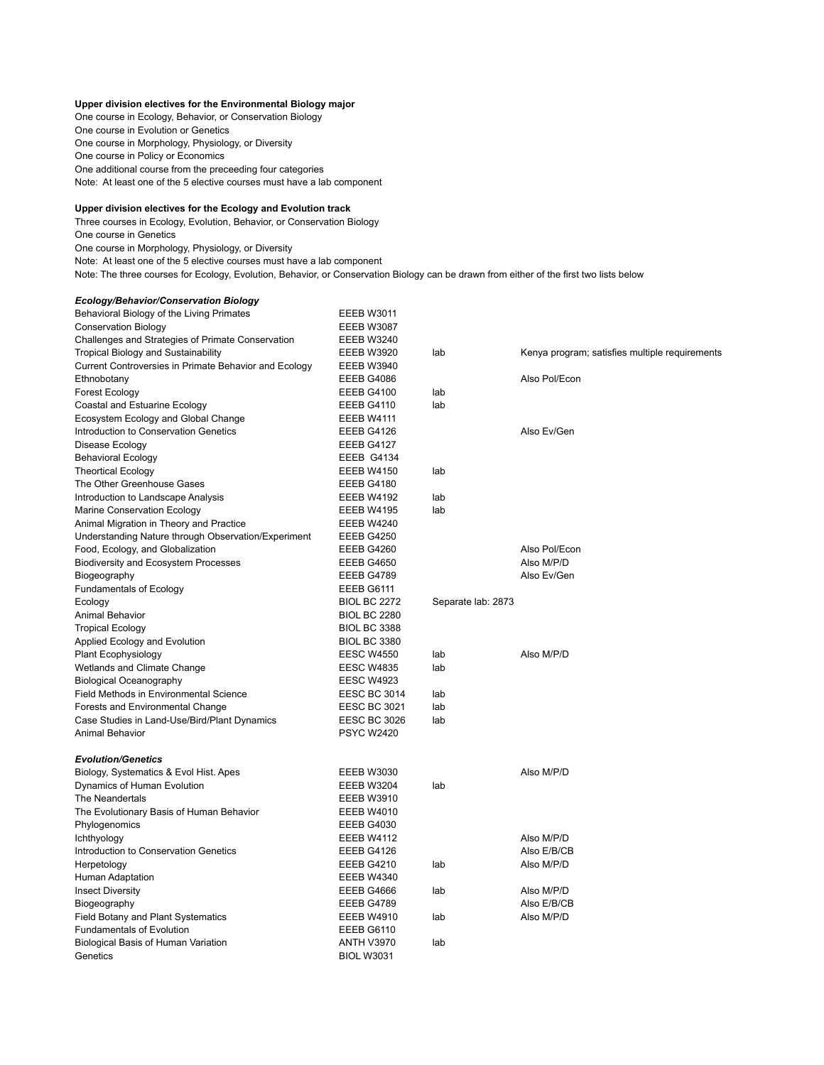**Upper division electives for the Environmental Biology major**

One course in Ecology, Behavior, or Conservation Biology
One course in Evolution or Genetics
One course in Morphology, Physiology, or Diversity
One course in Policy or Economics
One additional course from the preceeding four categories
Note: At least one of the 5 elective courses must have a lab component

**Upper division electives for the Ecology and Evolution track**

Three courses in Ecology, Evolution, Behavior, or Conservation Biology
One course in Genetics
One course in Morphology, Physiology, or Diversity
Note: At least one of the 5 elective courses must have a lab component
Note: The three courses for Ecology, Evolution, Behavior, or Conservation Biology can be drawn from either of the first two lists below

***Ecology/Behavior/Conservation Biology***

| Course | Number | Lab | Notes |
|---|---|---|---|
| Behavioral Biology of the Living Primates | EEEB W3011 | | |
| Conservation Biology | EEEB W3087 | | |
| Challenges and Strategies of Primate Conservation | EEEB W3240 | | |
| Tropical Biology and Sustainability | EEEB W3920 | lab | Kenya program; satisfies multiple requirements |
| Current Controversies in Primate Behavior and Ecology | EEEB W3940 | | |
| Ethnobotany | EEEB G4086 | | Also Pol/Econ |
| Forest Ecology | EEEB G4100 | lab | |
| Coastal and Estuarine Ecology | EEEB G4110 | lab | |
| Ecosystem Ecology and Global Change | EEEB W4111 | | |
| Introduction to Conservation Genetics | EEEB G4126 | | Also Ev/Gen |
| Disease Ecology | EEEB G4127 | | |
| Behavioral Ecology | EEEB G4134 | | |
| Theortical Ecology | EEEB W4150 | lab | |
| The Other Greenhouse Gases | EEEB G4180 | | |
| Introduction to Landscape Analysis | EEEB W4192 | lab | |
| Marine Conservation Ecology | EEEB W4195 | lab | |
| Animal Migration in Theory and Practice | EEEB W4240 | | |
| Understanding Nature through Observation/Experiment | EEEB G4250 | | |
| Food, Ecology, and Globalization | EEEB G4260 | | Also Pol/Econ |
| Biodiversity and Ecosystem Processes | EEEB G4650 | | Also M/P/D |
| Biogeography | EEEB G4789 | | Also Ev/Gen |
| Fundamentals of Ecology | EEEB G6111 | | |
| Ecology | BIOL BC 2272 | Separate lab: 2873 | |
| Animal Behavior | BIOL BC 2280 | | |
| Tropical Ecology | BIOL BC 3388 | | |
| Applied Ecology and Evolution | BIOL BC 3380 | | |
| Plant Ecophysiology | EESC W4550 | lab | Also M/P/D |
| Wetlands and Climate Change | EESC W4835 | lab | |
| Biological Oceanography | EESC W4923 | | |
| Field Methods in Environmental Science | EESC BC 3014 | lab | |
| Forests and Environmental Change | EESC BC 3021 | lab | |
| Case Studies in Land-Use/Bird/Plant Dynamics | EESC BC 3026 | lab | |
| Animal Behavior | PSYC W2420 | | |

***Evolution/Genetics***

| Course | Number | Lab | Notes |
|---|---|---|---|
| Biology, Systematics & Evol Hist. Apes | EEEB W3030 | | Also M/P/D |
| Dynamics of Human Evolution | EEEB W3204 | lab | |
| The Neandertals | EEEB W3910 | | |
| The Evolutionary Basis of Human Behavior | EEEB W4010 | | |
| Phylogenomics | EEEB G4030 | | |
| Ichthyology | EEEB W4112 | | Also M/P/D |
| Introduction to Conservation Genetics | EEEB G4126 | | Also E/B/CB |
| Herpetology | EEEB G4210 | lab | Also M/P/D |
| Human Adaptation | EEEB W4340 | | |
| Insect Diversity | EEEB G4666 | lab | Also M/P/D |
| Biogeography | EEEB G4789 | | Also E/B/CB |
| Field Botany and Plant Systematics | EEEB W4910 | lab | Also M/P/D |
| Fundamentals of Evolution | EEEB G6110 | | |
| Biological Basis of Human Variation | ANTH V3970 | lab | |
| Genetics | BIOL W3031 | | |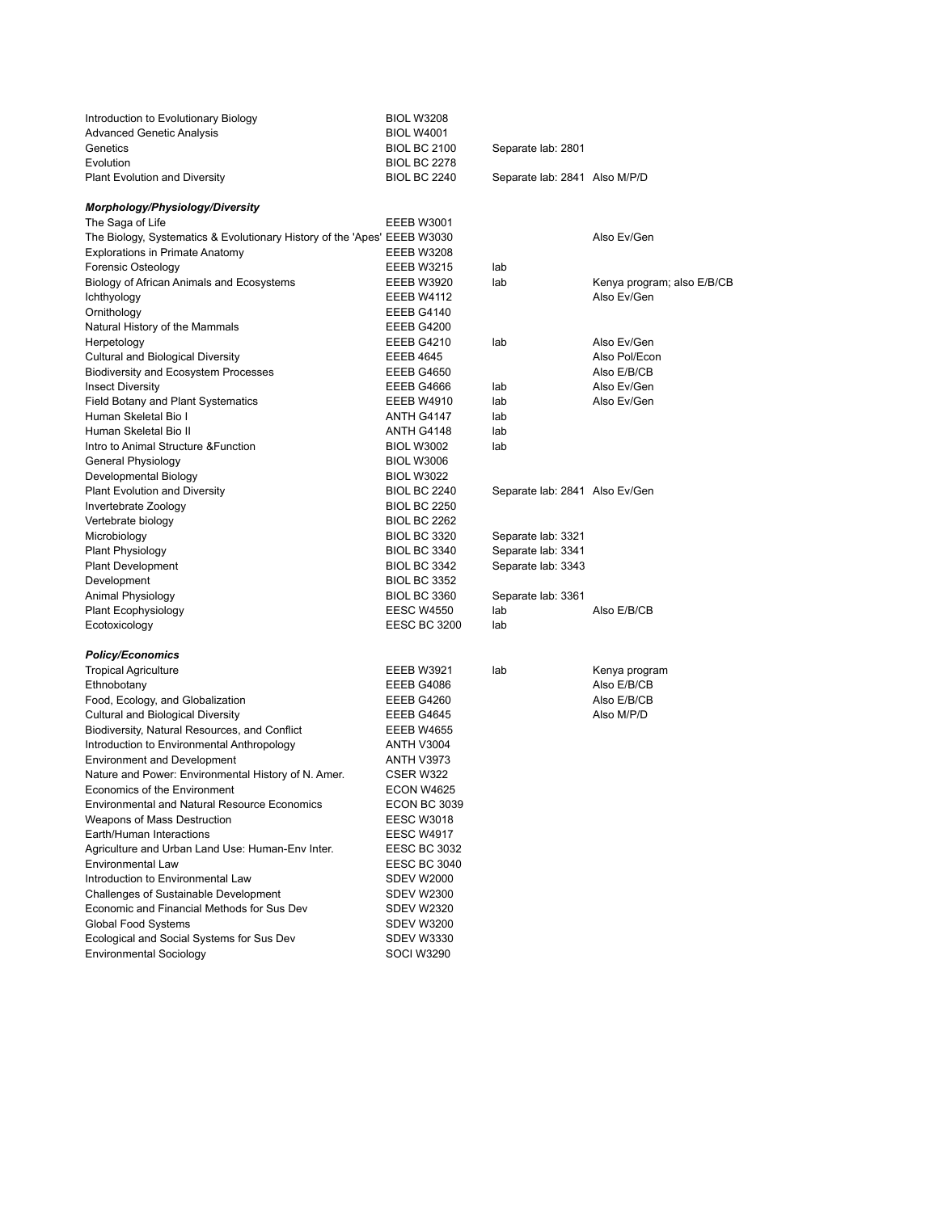| | | | |
|---|---|---|---|
| Introduction to Evolutionary Biology | BIOL W3208 | | |
| Advanced Genetic Analysis | BIOL W4001 | | |
| Genetics | BIOL BC 2100 | Separate lab: 2801 | |
| Evolution | BIOL BC 2278 | | |
| Plant Evolution and Diversity | BIOL BC 2240 | Separate lab: 2841 | Also M/P/D |

***Morphology/Physiology/Diversity***

| | | | |
|---|---|---|---|
| The Saga of Life | EEEB W3001 | | |
| The Biology, Systematics & Evolutionary History of the 'Apes' | EEEB W3030 | | Also Ev/Gen |
| Explorations in Primate Anatomy | EEEB W3208 | | |
| Forensic Osteology | EEEB W3215 | lab | |
| Biology of African Animals and Ecosystems | EEEB W3920 | lab | Kenya program; also E/B/CB |
| Ichthyology | EEEB W4112 | | Also Ev/Gen |
| Ornithology | EEEB G4140 | | |
| Natural History of the Mammals | EEEB G4200 | | |
| Herpetology | EEEB G4210 | lab | Also Ev/Gen |
| Cultural and Biological Diversity | EEEB 4645 | | Also Pol/Econ |
| Biodiversity and Ecosystem Processes | EEEB G4650 | | Also E/B/CB |
| Insect Diversity | EEEB G4666 | lab | Also Ev/Gen |
| Field Botany and Plant Systematics | EEEB W4910 | lab | Also Ev/Gen |
| Human Skeletal Bio I | ANTH G4147 | lab | |
| Human Skeletal Bio II | ANTH G4148 | lab | |
| Intro to Animal Structure &Function | BIOL W3002 | lab | |
| General Physiology | BIOL W3006 | | |
| Developmental Biology | BIOL W3022 | | |
| Plant Evolution and Diversity | BIOL BC 2240 | Separate lab: 2841 | Also Ev/Gen |
| Invertebrate Zoology | BIOL BC 2250 | | |
| Vertebrate biology | BIOL BC 2262 | | |
| Microbiology | BIOL BC 3320 | Separate lab: 3321 | |
| Plant Physiology | BIOL BC 3340 | Separate lab: 3341 | |
| Plant Development | BIOL BC 3342 | Separate lab: 3343 | |
| Development | BIOL BC 3352 | | |
| Animal Physiology | BIOL BC 3360 | Separate lab: 3361 | |
| Plant Ecophysiology | EESC W4550 | lab | Also E/B/CB |
| Ecotoxicology | EESC BC 3200 | lab | |

***Policy/Economics***

| | | | |
|---|---|---|---|
| Tropical Agriculture | EEEB W3921 | lab | Kenya program |
| Ethnobotany | EEEB G4086 | | Also E/B/CB |
| Food, Ecology, and Globalization | EEEB G4260 | | Also E/B/CB |
| Cultural and Biological Diversity | EEEB G4645 | | Also M/P/D |
| Biodiversity, Natural Resources, and Conflict | EEEB W4655 | | |
| Introduction to Environmental Anthropology | ANTH V3004 | | |
| Environment and Development | ANTH V3973 | | |
| Nature and Power: Environmental History of N. Amer. | CSER W322 | | |
| Economics of the Environment | ECON W4625 | | |
| Environmental and Natural Resource Economics | ECON BC 3039 | | |
| Weapons of Mass Destruction | EESC W3018 | | |
| Earth/Human Interactions | EESC W4917 | | |
| Agriculture and Urban Land Use: Human-Env Inter. | EESC BC 3032 | | |
| Environmental Law | EESC BC 3040 | | |
| Introduction to Environmental Law | SDEV W2000 | | |
| Challenges of Sustainable Development | SDEV W2300 | | |
| Economic and Financial Methods for Sus Dev | SDEV W2320 | | |
| Global Food Systems | SDEV W3200 | | |
| Ecological and Social Systems for Sus Dev | SDEV W3330 | | |
| Environmental Sociology | SOCI W3290 | | |